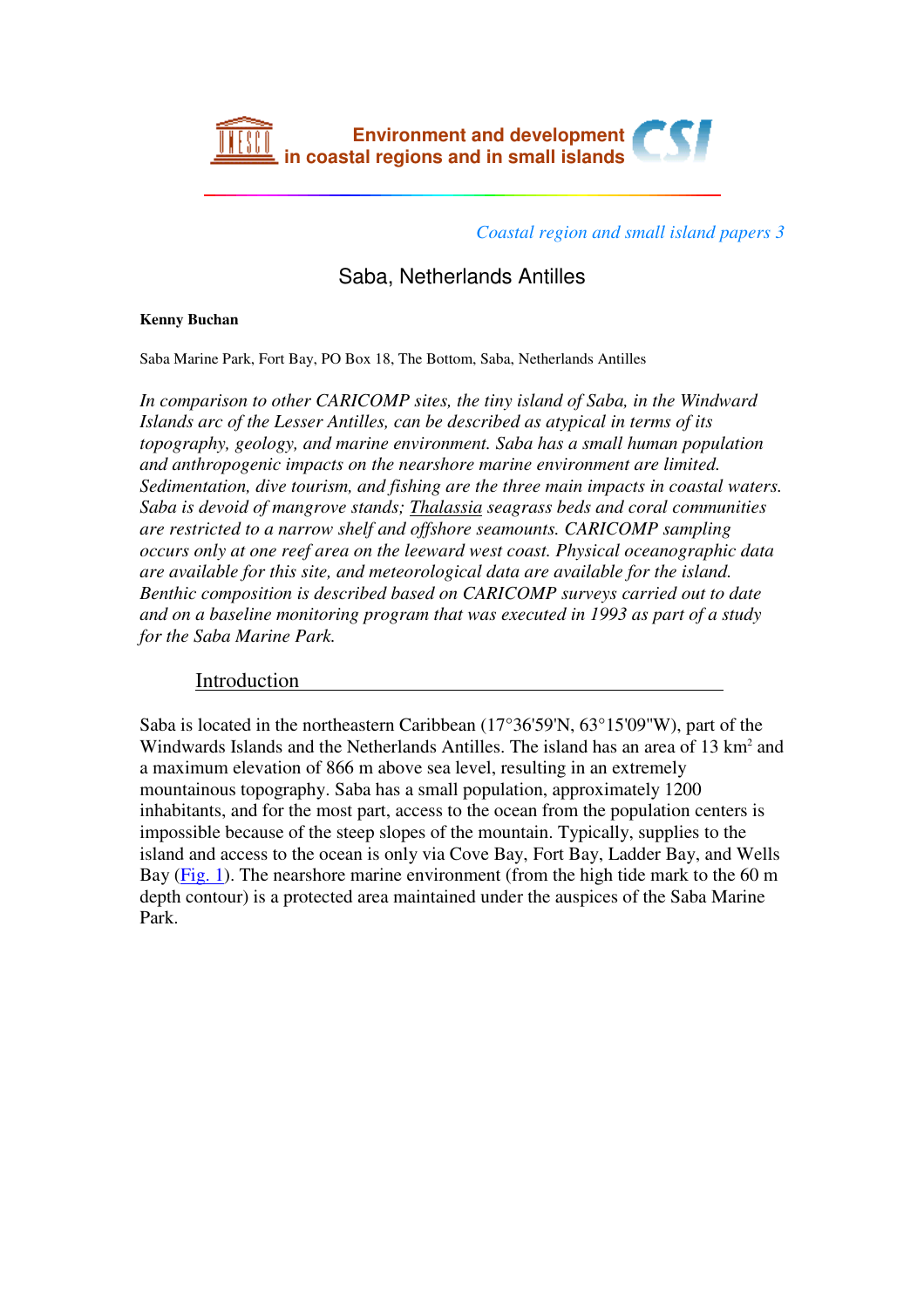Environment and development in coastal regions and in small islands

*Coastal region and small island papers 3*

# Saba, Netherlands Antilles

**Kenny Buchan**

Saba Marine Park, Fort Bay, PO Box 18, The Bottom, Saba, Netherlands Antilles

*In comparison to other CARICOMP sites, the tiny island of Saba, in the Windward Islands arc of the Lesser Antilles, can be described as atypical in terms of its topography, geology, and marine environment. Saba has a small human population and anthropogenic impacts on the nearshore marine environment are limited. Sedimentation, dive tourism, and fishing are the three main impacts in coastal waters. Saba is devoid of mangrove stands; Thalassia seagrass beds and coral communities are restricted to a narrow shelf and offshore seamounts. CARICOMP sampling occurs only at one reef area on the leeward west coast. Physical oceanographic data are available for this site, and meteorological data are available for the island. Benthic composition is described based on CARICOMP surveys carried out to date and on a baseline monitoring program that was executed in 1993 as part of a study for the Saba Marine Park.*

## Introduction

Saba is located in the northeastern Caribbean (17°36'59'N, 63°15'09"W), part of the Windwards Islands and the Netherlands Antilles. The island has an area of 13 km$^2$ and a maximum elevation of 866 m above sea level, resulting in an extremely mountainous topography. Saba has a small population, approximately 1200 inhabitants, and for the most part, access to the ocean from the population centers is impossible because of the steep slopes of the mountain. Typically, supplies to the island and access to the ocean is only via Cove Bay, Fort Bay, Ladder Bay, and Wells Bay (Fig. 1). The nearshore marine environment (from the high tide mark to the 60 m depth contour) is a protected area maintained under the auspices of the Saba Marine Park.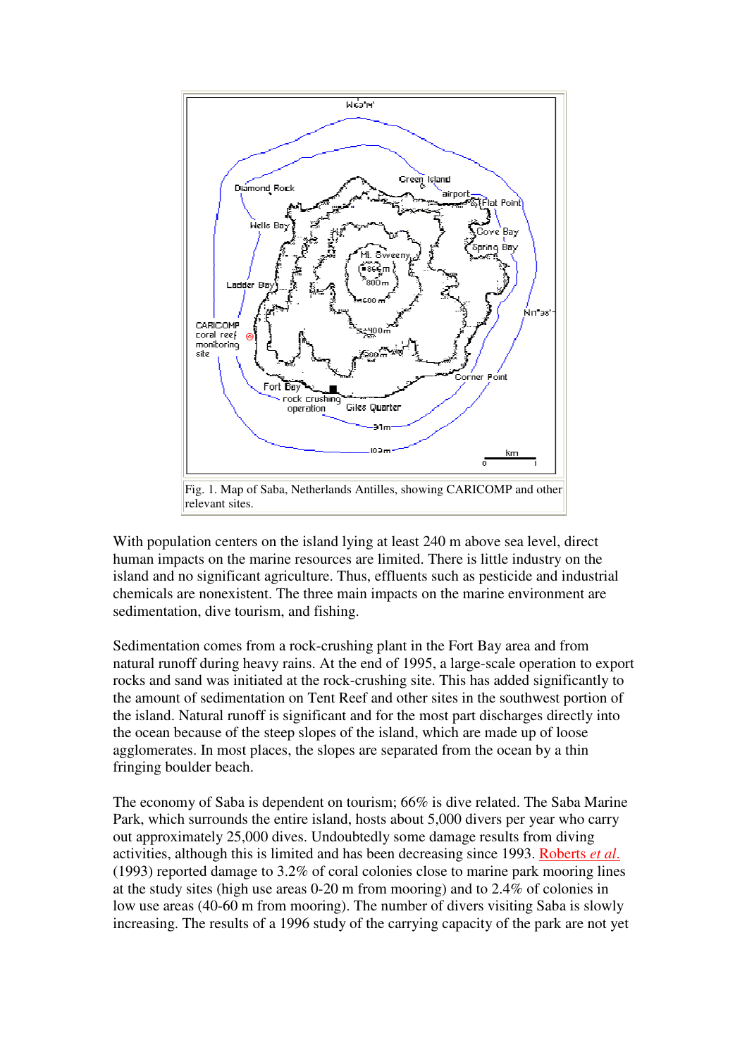Fig. 1. Map of Saba, Netherlands Antilles, showing CARICOMP and other relevant sites.

With population centers on the island lying at least 240 m above sea level, direct human impacts on the marine resources are limited. There is little industry on the island and no significant agriculture. Thus, effluents such as pesticide and industrial chemicals are nonexistent. The three main impacts on the marine environment are sedimentation, dive tourism, and fishing.

Sedimentation comes from a rock-crushing plant in the Fort Bay area and from natural runoff during heavy rains. At the end of 1995, a large-scale operation to export rocks and sand was initiated at the rock-crushing site. This has added significantly to the amount of sedimentation on Tent Reef and other sites in the southwest portion of the island. Natural runoff is significant and for the most part discharges directly into the ocean because of the steep slopes of the island, which are made up of loose agglomerates. In most places, the slopes are separated from the ocean by a thin fringing boulder beach.

The economy of Saba is dependent on tourism; 66% is dive related. The Saba Marine Park, which surrounds the entire island, hosts about 5,000 divers per year who carry out approximately 25,000 dives. Undoubtedly some damage results from diving activities, although this is limited and has been decreasing since 1993. Roberts *et al.* (1993) reported damage to 3.2% of coral colonies close to marine park mooring lines at the study sites (high use areas 0-20 m from mooring) and to 2.4% of colonies in low use areas (40-60 m from mooring). The number of divers visiting Saba is slowly increasing. The results of a 1996 study of the carrying capacity of the park are not yet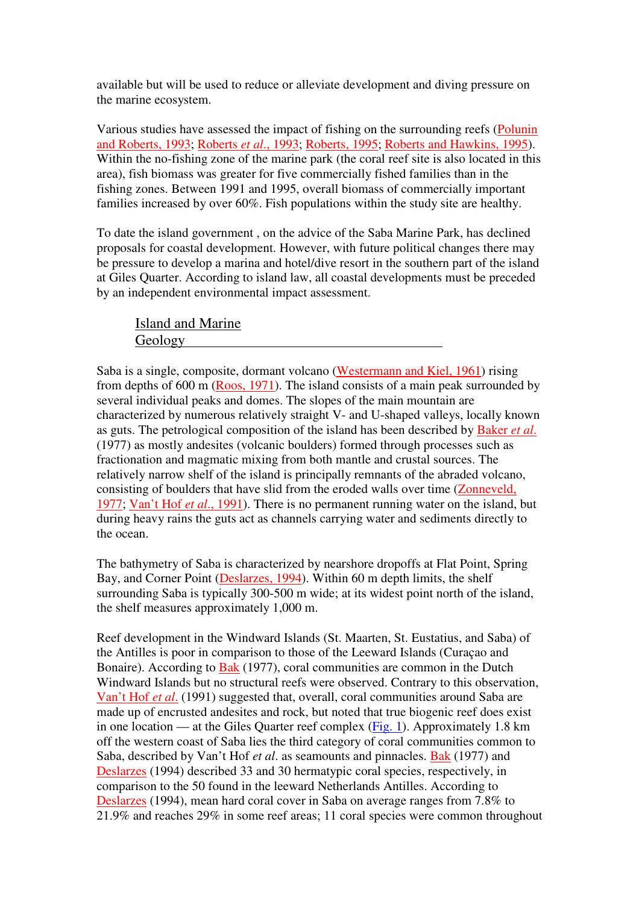available but will be used to reduce or alleviate development and diving pressure on the marine ecosystem.

Various studies have assessed the impact of fishing on the surrounding reefs (Polunin and Roberts, 1993; Roberts *et al.*, 1993; Roberts, 1995; Roberts and Hawkins, 1995). Within the no-fishing zone of the marine park (the coral reef site is also located in this area), fish biomass was greater for five commercially fished families than in the fishing zones. Between 1991 and 1995, overall biomass of commercially important families increased by over 60%. Fish populations within the study site are healthy.

To date the island government , on the advice of the Saba Marine Park, has declined proposals for coastal development. However, with future political changes there may be pressure to develop a marina and hotel/dive resort in the southern part of the island at Giles Quarter. According to island law, all coastal developments must be preceded by an independent environmental impact assessment.

## Island and Marine Geology

Saba is a single, composite, dormant volcano (Westermann and Kiel, 1961) rising from depths of 600 m (Roos, 1971). The island consists of a main peak surrounded by several individual peaks and domes. The slopes of the main mountain are characterized by numerous relatively straight V- and U-shaped valleys, locally known as guts. The petrological composition of the island has been described by Baker *et al.* (1977) as mostly andesites (volcanic boulders) formed through processes such as fractionation and magmatic mixing from both mantle and crustal sources. The relatively narrow shelf of the island is principally remnants of the abraded volcano, consisting of boulders that have slid from the eroded walls over time (Zonneveld, 1977; Van't Hof *et al.*, 1991). There is no permanent running water on the island, but during heavy rains the guts act as channels carrying water and sediments directly to the ocean.

The bathymetry of Saba is characterized by nearshore dropoffs at Flat Point, Spring Bay, and Corner Point (Deslarzes, 1994). Within 60 m depth limits, the shelf surrounding Saba is typically 300-500 m wide; at its widest point north of the island, the shelf measures approximately 1,000 m.

Reef development in the Windward Islands (St. Maarten, St. Eustatius, and Saba) of the Antilles is poor in comparison to those of the Leeward Islands (Curaçao and Bonaire). According to Bak (1977), coral communities are common in the Dutch Windward Islands but no structural reefs were observed. Contrary to this observation, Van't Hof *et al.* (1991) suggested that, overall, coral communities around Saba are made up of encrusted andesites and rock, but noted that true biogenic reef does exist in one location — at the Giles Quarter reef complex (Fig. 1). Approximately 1.8 km off the western coast of Saba lies the third category of coral communities common to Saba, described by Van't Hof *et al.* as seamounts and pinnacles. Bak (1977) and Deslarzes (1994) described 33 and 30 hermatypic coral species, respectively, in comparison to the 50 found in the leeward Netherlands Antilles. According to Deslarzes (1994), mean hard coral cover in Saba on average ranges from 7.8% to 21.9% and reaches 29% in some reef areas; 11 coral species were common throughout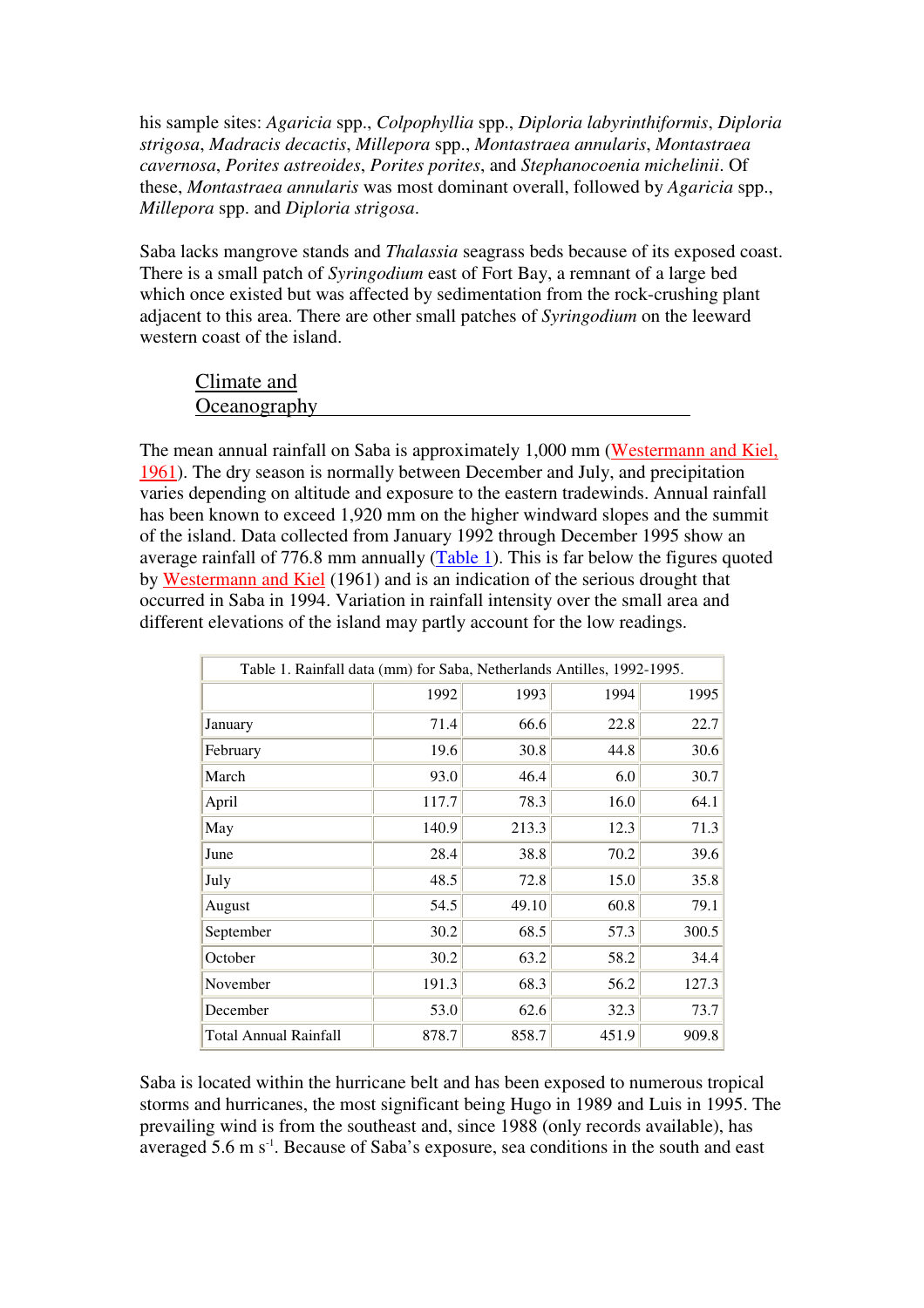his sample sites: *Agaricia* spp., *Colpophyllia* spp., *Diploria labyrinthiformis*, *Diploria strigosa*, *Madracis decactis*, *Millepora* spp., *Montastraea annularis*, *Montastraea cavernosa*, *Porites astreoides*, *Porites porites*, and *Stephanocoenia michelinii*. Of these, *Montastraea annularis* was most dominant overall, followed by *Agaricia* spp., *Millepora* spp. and *Diploria strigosa*.

Saba lacks mangrove stands and *Thalassia* seagrass beds because of its exposed coast. There is a small patch of *Syringodium* east of Fort Bay, a remnant of a large bed which once existed but was affected by sedimentation from the rock-crushing plant adjacent to this area. There are other small patches of *Syringodium* on the leeward western coast of the island.

## Climate and Oceanography

The mean annual rainfall on Saba is approximately 1,000 mm (Westermann and Kiel, 1961). The dry season is normally between December and July, and precipitation varies depending on altitude and exposure to the eastern tradewinds. Annual rainfall has been known to exceed 1,920 mm on the higher windward slopes and the summit of the island. Data collected from January 1992 through December 1995 show an average rainfall of 776.8 mm annually (Table 1). This is far below the figures quoted by Westermann and Kiel (1961) and is an indication of the serious drought that occurred in Saba in 1994. Variation in rainfall intensity over the small area and different elevations of the island may partly account for the low readings.

Table 1. Rainfall data (mm) for Saba, Netherlands Antilles, 1992-1995.

| | 1992 | 1993 | 1994 | 1995 |
|---|---|---|---|---|
| January | 71.4 | 66.6 | 22.8 | 22.7 |
| February | 19.6 | 30.8 | 44.8 | 30.6 |
| March | 93.0 | 46.4 | 6.0 | 30.7 |
| April | 117.7 | 78.3 | 16.0 | 64.1 |
| May | 140.9 | 213.3 | 12.3 | 71.3 |
| June | 28.4 | 38.8 | 70.2 | 39.6 |
| July | 48.5 | 72.8 | 15.0 | 35.8 |
| August | 54.5 | 49.10 | 60.8 | 79.1 |
| September | 30.2 | 68.5 | 57.3 | 300.5 |
| October | 30.2 | 63.2 | 58.2 | 34.4 |
| November | 191.3 | 68.3 | 56.2 | 127.3 |
| December | 53.0 | 62.6 | 32.3 | 73.7 |
| Total Annual Rainfall | 878.7 | 858.7 | 451.9 | 909.8 |

Saba is located within the hurricane belt and has been exposed to numerous tropical storms and hurricanes, the most significant being Hugo in 1989 and Luis in 1995. The prevailing wind is from the southeast and, since 1988 (only records available), has averaged 5.6 m $s^{-1}$. Because of Saba's exposure, sea conditions in the south and east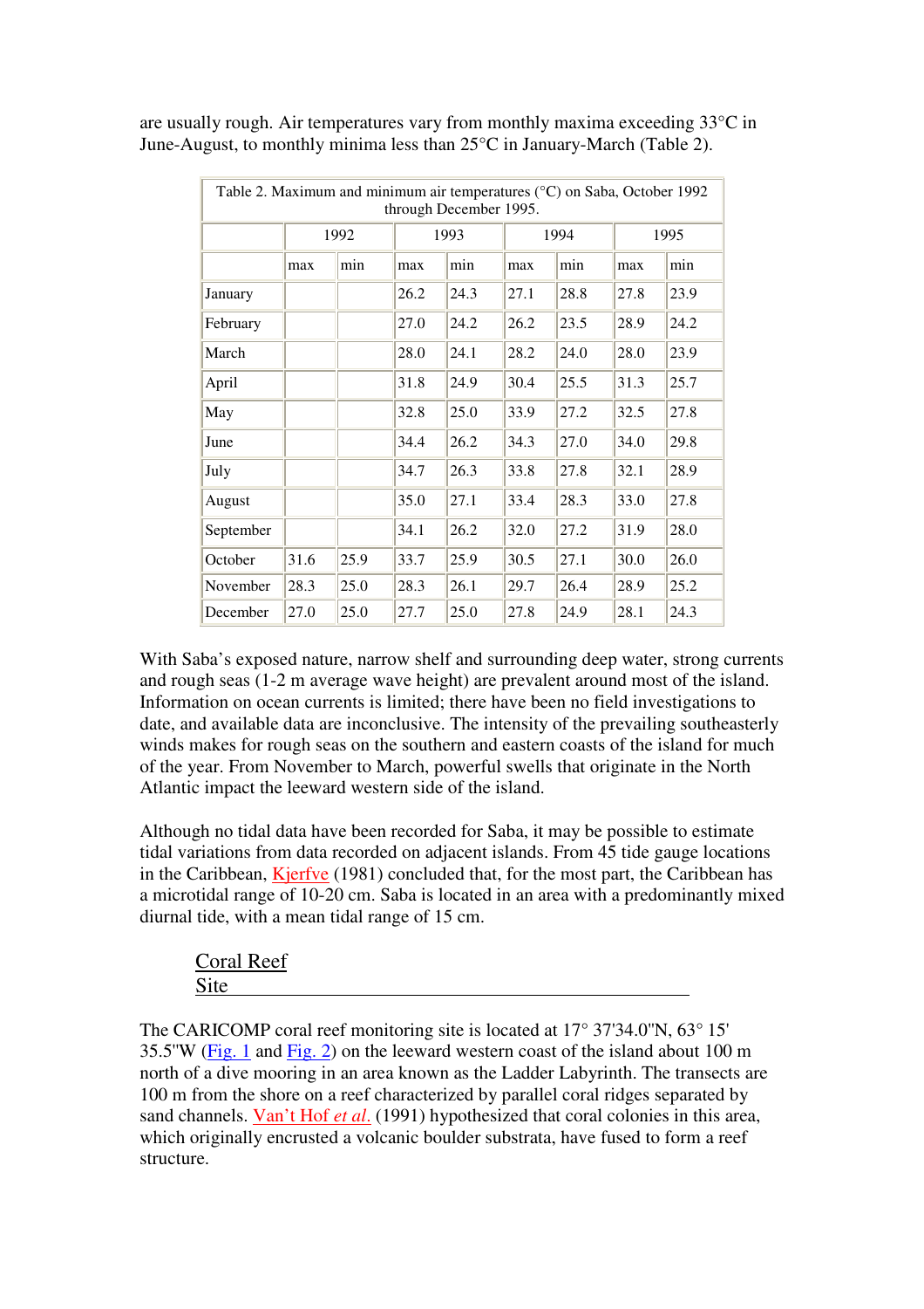are usually rough. Air temperatures vary from monthly maxima exceeding 33°C in June-August, to monthly minima less than 25°C in January-March (Table 2).

Table 2. Maximum and minimum air temperatures (°C) on Saba, October 1992 through December 1995.

| | 1992 | | 1993 | | 1994 | | 1995 | |
|---|---|---|---|---|---|---|---|---|
| | max | min | max | min | max | min | max | min |
| January | | | 26.2 | 24.3 | 27.1 | 28.8 | 27.8 | 23.9 |
| February | | | 27.0 | 24.2 | 26.2 | 23.5 | 28.9 | 24.2 |
| March | | | 28.0 | 24.1 | 28.2 | 24.0 | 28.0 | 23.9 |
| April | | | 31.8 | 24.9 | 30.4 | 25.5 | 31.3 | 25.7 |
| May | | | 32.8 | 25.0 | 33.9 | 27.2 | 32.5 | 27.8 |
| June | | | 34.4 | 26.2 | 34.3 | 27.0 | 34.0 | 29.8 |
| July | | | 34.7 | 26.3 | 33.8 | 27.8 | 32.1 | 28.9 |
| August | | | 35.0 | 27.1 | 33.4 | 28.3 | 33.0 | 27.8 |
| September | | | 34.1 | 26.2 | 32.0 | 27.2 | 31.9 | 28.0 |
| October | 31.6 | 25.9 | 33.7 | 25.9 | 30.5 | 27.1 | 30.0 | 26.0 |
| November | 28.3 | 25.0 | 28.3 | 26.1 | 29.7 | 26.4 | 28.9 | 25.2 |
| December | 27.0 | 25.0 | 27.7 | 25.0 | 27.8 | 24.9 | 28.1 | 24.3 |

With Saba's exposed nature, narrow shelf and surrounding deep water, strong currents and rough seas (1-2 m average wave height) are prevalent around most of the island. Information on ocean currents is limited; there have been no field investigations to date, and available data are inconclusive. The intensity of the prevailing southeasterly winds makes for rough seas on the southern and eastern coasts of the island for much of the year. From November to March, powerful swells that originate in the North Atlantic impact the leeward western side of the island.

Although no tidal data have been recorded for Saba, it may be possible to estimate tidal variations from data recorded on adjacent islands. From 45 tide gauge locations in the Caribbean, Kjerfve (1981) concluded that, for the most part, the Caribbean has a microtidal range of 10-20 cm. Saba is located in an area with a predominantly mixed diurnal tide, with a mean tidal range of 15 cm.

## Coral Reef Site

The CARICOMP coral reef monitoring site is located at 17° 37'34.0"N, 63° 15' 35.5"W (Fig. 1 and Fig. 2) on the leeward western coast of the island about 100 m north of a dive mooring in an area known as the Ladder Labyrinth. The transects are 100 m from the shore on a reef characterized by parallel coral ridges separated by sand channels. Van't Hof *et al.* (1991) hypothesized that coral colonies in this area, which originally encrusted a volcanic boulder substrata, have fused to form a reef structure.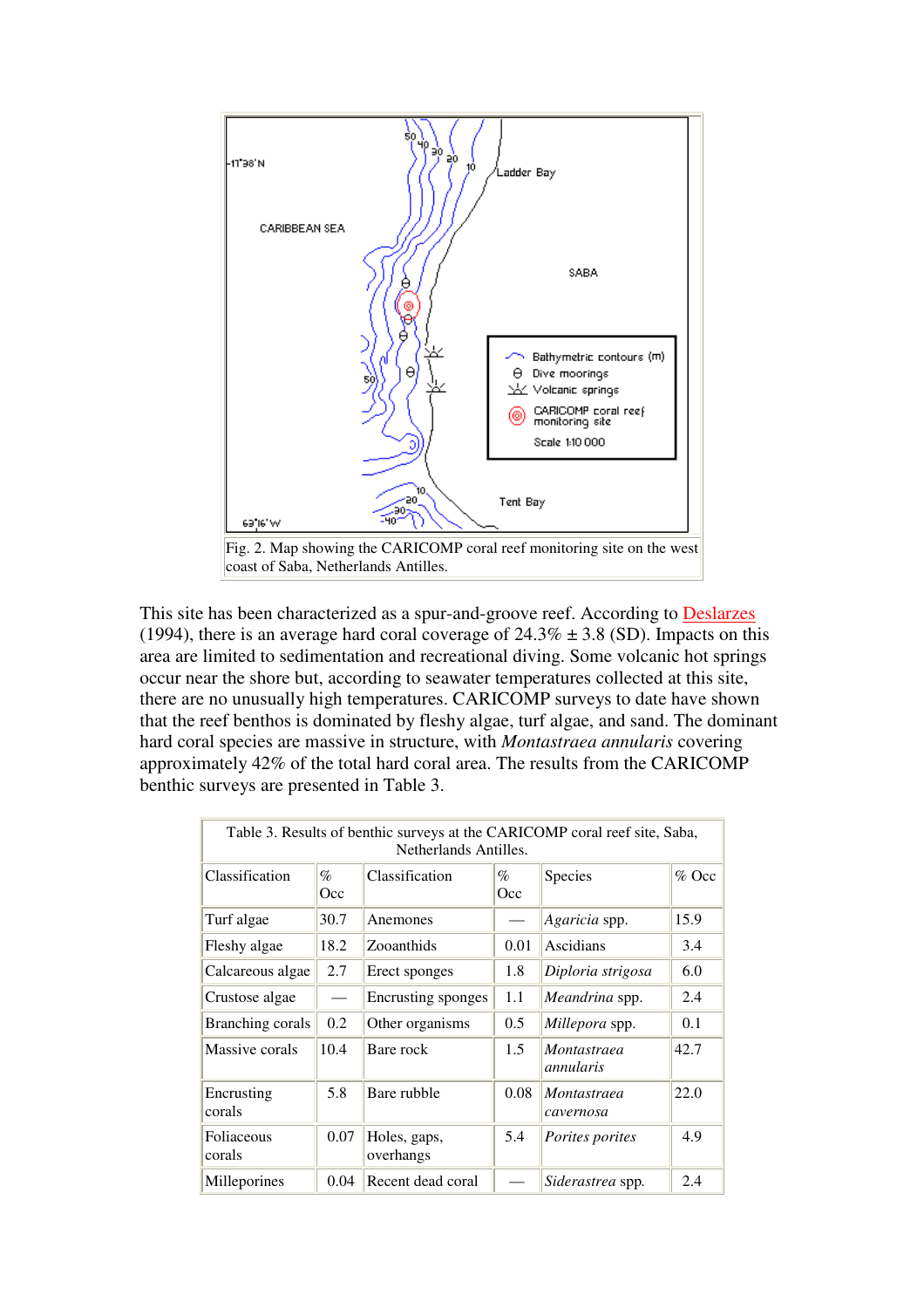Fig. 2. Map showing the CARICOMP coral reef monitoring site on the west coast of Saba, Netherlands Antilles.

This site has been characterized as a spur-and-groove reef. According to Deslarzes (1994), there is an average hard coral coverage of 24.3% ± 3.8 (SD). Impacts on this area are limited to sedimentation and recreational diving. Some volcanic hot springs occur near the shore but, according to seawater temperatures collected at this site, there are no unusually high temperatures. CARICOMP surveys to date have shown that the reef benthos is dominated by fleshy algae, turf algae, and sand. The dominant hard coral species are massive in structure, with *Montastraea annularis* covering approximately 42% of the total hard coral area. The results from the CARICOMP benthic surveys are presented in Table 3.

Table 3. Results of benthic surveys at the CARICOMP coral reef site, Saba, Netherlands Antilles.

| Classification | % Occ | Classification | % Occ | Species | % Occ |
|---|---|---|---|---|---|
| Turf algae | 30.7 | Anemones | — | *Agaricia* spp. | 15.9 |
| Fleshy algae | 18.2 | Zooanthids | 0.01 | Ascidians | 3.4 |
| Calcareous algae | 2.7 | Erect sponges | 1.8 | *Diploria strigosa* | 6.0 |
| Crustose algae | — | Encrusting sponges | 1.1 | *Meandrina* spp. | 2.4 |
| Branching corals | 0.2 | Other organisms | 0.5 | *Millepora* spp. | 0.1 |
| Massive corals | 10.4 | Bare rock | 1.5 | *Montastraea annularis* | 42.7 |
| Encrusting corals | 5.8 | Bare rubble | 0.08 | *Montastraea cavernosa* | 22.0 |
| Foliaceous corals | 0.07 | Holes, gaps, overhangs | 5.4 | *Porites porites* | 4.9 |
| Milleporines | 0.04 | Recent dead coral | — | *Siderastrea* spp. | 2.4 |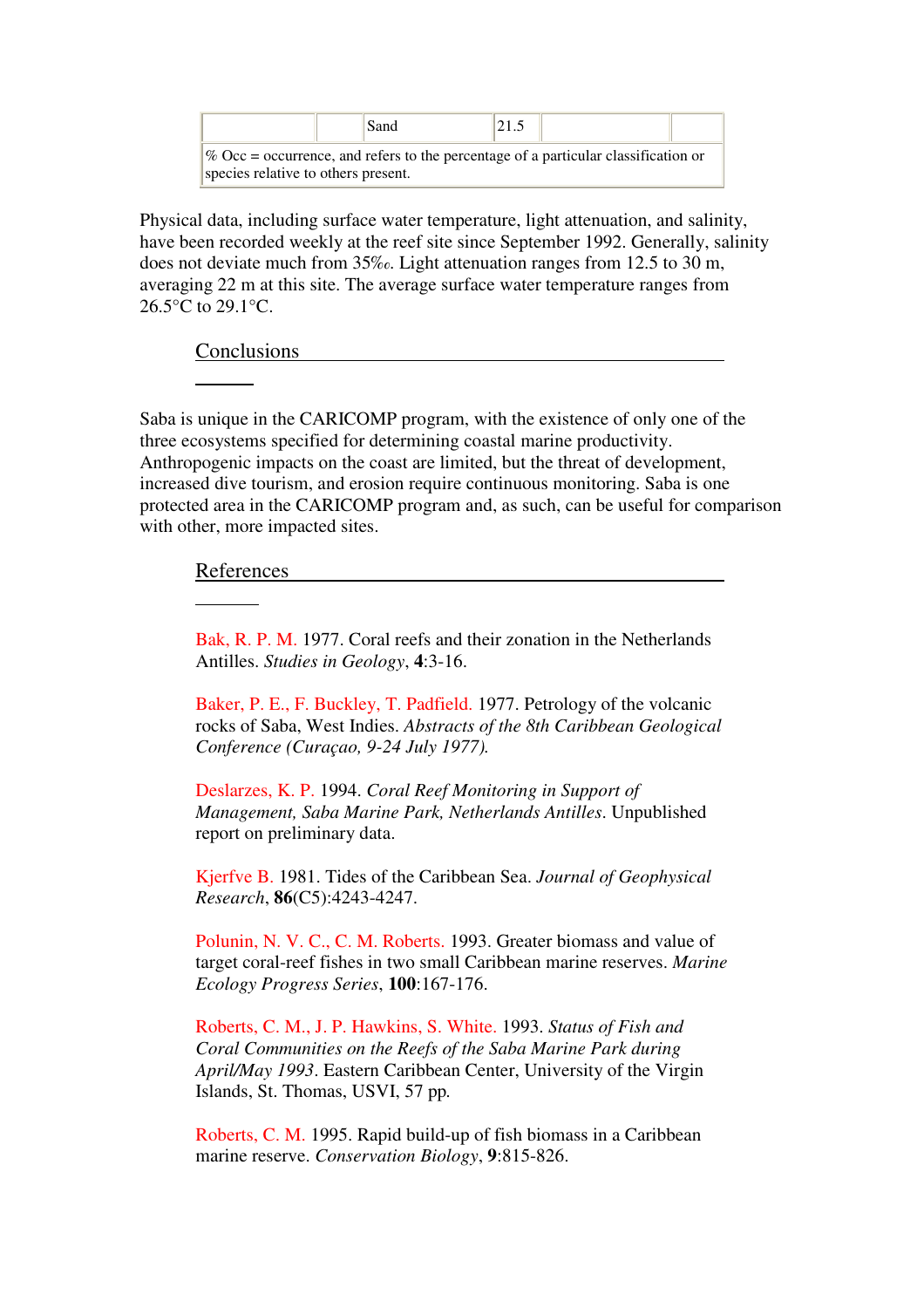| | | Sand | 21.5 | | |
|---|---|---|---|---|---|
| % Occ = occurrence, and refers to the percentage of a particular classification or species relative to others present. | | | | | |

Physical data, including surface water temperature, light attenuation, and salinity, have been recorded weekly at the reef site since September 1992. Generally, salinity does not deviate much from 35‰. Light attenuation ranges from 12.5 to 30 m, averaging 22 m at this site. The average surface water temperature ranges from 26.5°C to 29.1°C.

## Conclusions

Saba is unique in the CARICOMP program, with the existence of only one of the three ecosystems specified for determining coastal marine productivity. Anthropogenic impacts on the coast are limited, but the threat of development, increased dive tourism, and erosion require continuous monitoring. Saba is one protected area in the CARICOMP program and, as such, can be useful for comparison with other, more impacted sites.

## References

Bak, R. P. M. 1977. Coral reefs and their zonation in the Netherlands Antilles. *Studies in Geology*, **4**:3-16.

Baker, P. E., F. Buckley, T. Padfield. 1977. Petrology of the volcanic rocks of Saba, West Indies. *Abstracts of the 8th Caribbean Geological Conference (Curaçao, 9-24 July 1977).*

Deslarzes, K. P. 1994. *Coral Reef Monitoring in Support of Management, Saba Marine Park, Netherlands Antilles*. Unpublished report on preliminary data.

Kjerfve B. 1981. Tides of the Caribbean Sea. *Journal of Geophysical Research*, **86**(C5):4243-4247.

Polunin, N. V. C., C. M. Roberts. 1993. Greater biomass and value of target coral-reef fishes in two small Caribbean marine reserves. *Marine Ecology Progress Series*, **100**:167-176.

Roberts, C. M., J. P. Hawkins, S. White. 1993. *Status of Fish and Coral Communities on the Reefs of the Saba Marine Park during April/May 1993*. Eastern Caribbean Center, University of the Virgin Islands, St. Thomas, USVI, 57 pp.

Roberts, C. M. 1995. Rapid build-up of fish biomass in a Caribbean marine reserve. *Conservation Biology*, **9**:815-826.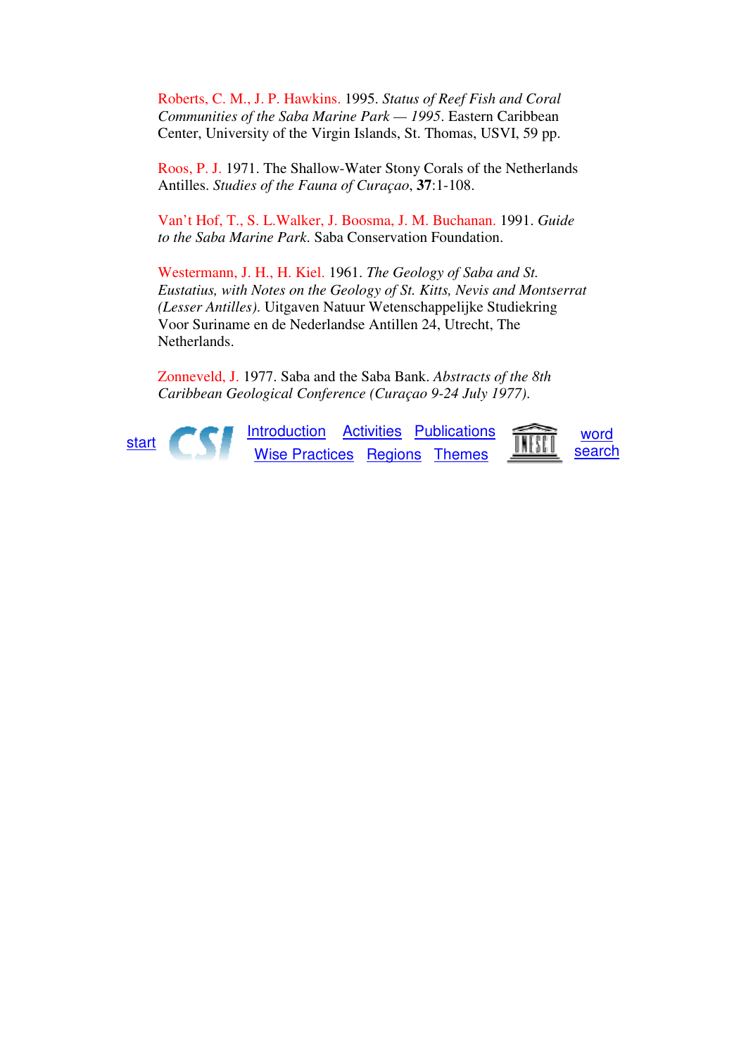Roberts, C. M., J. P. Hawkins. 1995. *Status of Reef Fish and Coral Communities of the Saba Marine Park — 1995*. Eastern Caribbean Center, University of the Virgin Islands, St. Thomas, USVI, 59 pp.

Roos, P. J. 1971. The Shallow-Water Stony Corals of the Netherlands Antilles. *Studies of the Fauna of Curaçao*, **37**:1-108.

Van't Hof, T., S. L.Walker, J. Boosma, J. M. Buchanan. 1991. *Guide to the Saba Marine Park*. Saba Conservation Foundation.

Westermann, J. H., H. Kiel. 1961. *The Geology of Saba and St. Eustatius, with Notes on the Geology of St. Kitts, Nevis and Montserrat (Lesser Antilles)*. Uitgaven Natuur Wetenschappelijke Studiekring Voor Suriname en de Nederlandse Antillen 24, Utrecht, The Netherlands.

Zonneveld, J. 1977. Saba and the Saba Bank. *Abstracts of the 8th Caribbean Geological Conference (Curaçao 9-24 July 1977)*.

start | Introduction | Activities | Publications | Wise Practices | Regions | Themes | word search